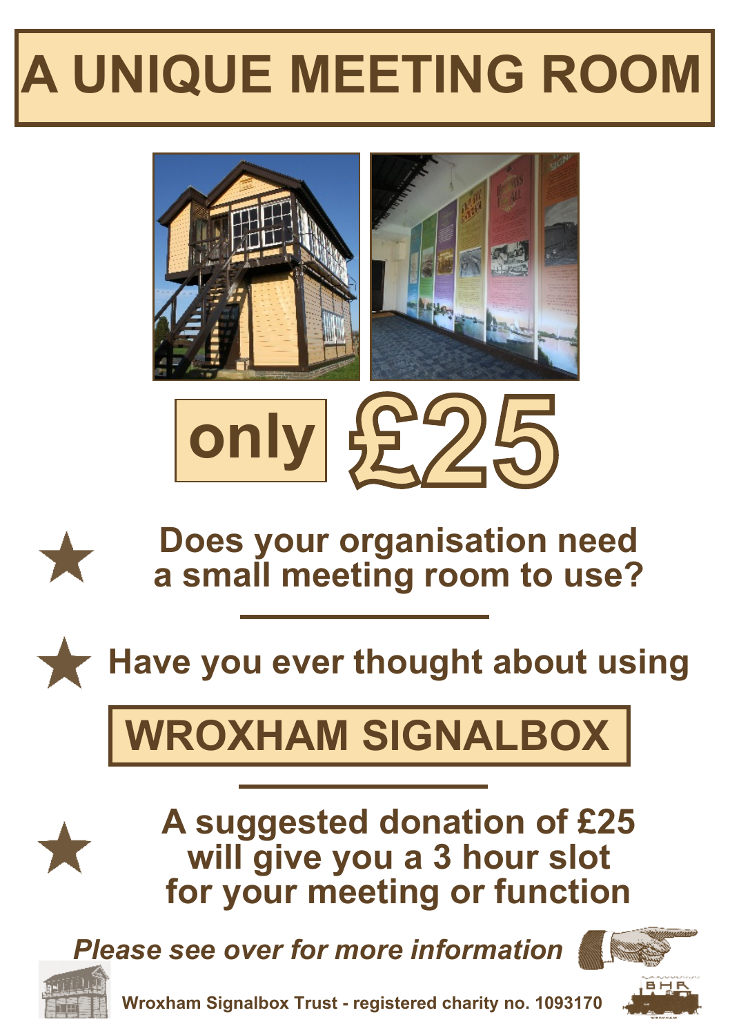# A UNIQUE MEETING ROOM

**only £25**

- **Does your organisation need a small meeting room to use?**

- **Have you ever thought about using**

## WROXHAM SIGNALBOX

- **A suggested donation of £25 will give you a 3 hour slot for your meeting or function**

***Please see over for more information***

**Wroxham Signalbox Trust - registered charity no. 1093170**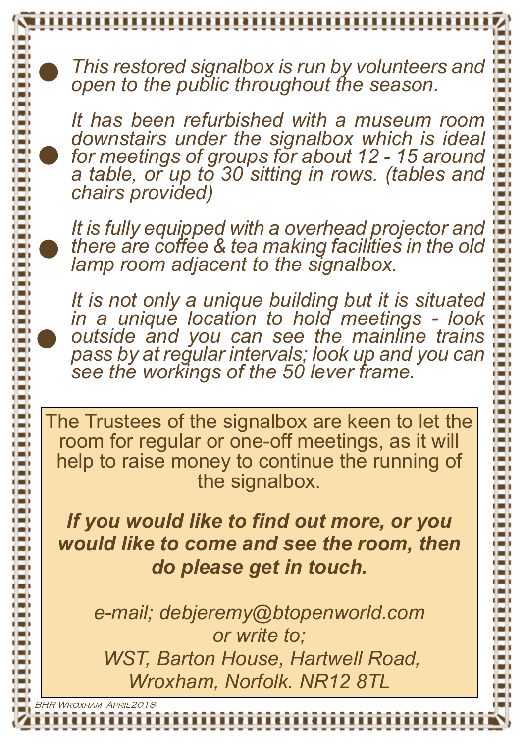- *This restored signalbox is run by volunteers and open to the public throughout the season.*

- *It has been refurbished with a museum room downstairs under the signalbox which is ideal for meetings of groups for about 12 - 15 around a table, or up to 30 sitting in rows. (tables and chairs provided)*

- *It is fully equipped with a overhead projector and there are coffee & tea making facilities in the old lamp room adjacent to the signalbox.*

- *It is not only a unique building but it is situated in a unique location to hold meetings - look outside and you can see the mainline trains pass by at regular intervals; look up and you can see the workings of the 50 lever frame.*

The Trustees of the signalbox are keen to let the room for regular or one-off meetings, as it will help to raise money to continue the running of the signalbox.

***If you would like to find out more, or you would like to come and see the room, then do please get in touch.***

*e-mail; debjeremy@btopenworld.com*
*or write to;*
*WST, Barton House, Hartwell Road,*
*Wroxham, Norfolk. NR12 8TL*

BHR Wroxham April2018